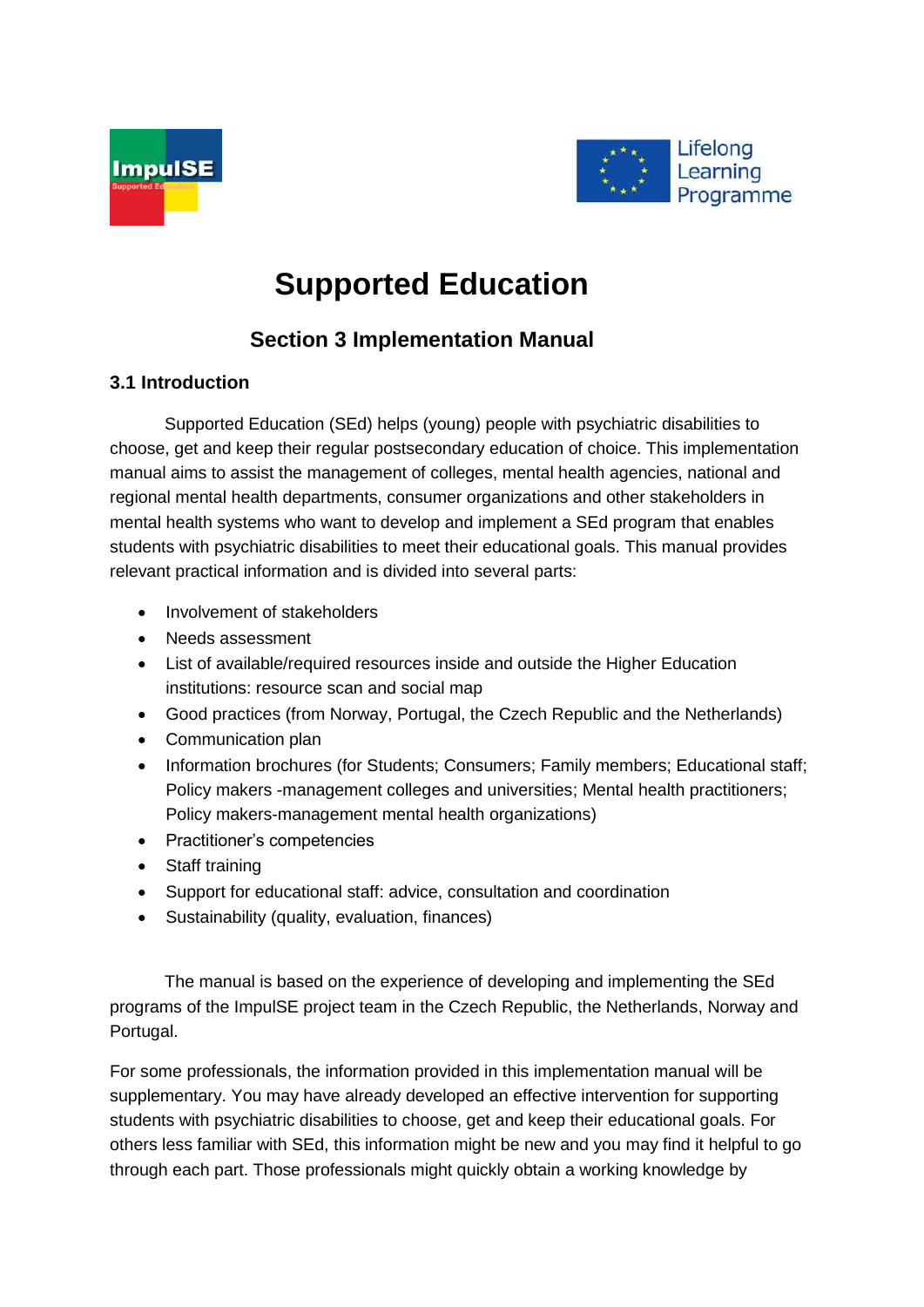# Supported Education

## Section 3 Implementation Manual

### 3.1 Introduction

Supported Education (SEd) helps (young) people with psychiatric disabilities to choose, get and keep their regular postsecondary education of choice. This implementation manual aims to assist the management of colleges, mental health agencies, national and regional mental health departments, consumer organizations and other stakeholders in mental health systems who want to develop and implement a SEd program that enables students with psychiatric disabilities to meet their educational goals. This manual provides relevant practical information and is divided into several parts:

- Involvement of stakeholders
- Needs assessment
- List of available/required resources inside and outside the Higher Education institutions: resource scan and social map
- Good practices (from Norway, Portugal, the Czech Republic and the Netherlands)
- Communication plan
- Information brochures (for Students; Consumers; Family members; Educational staff; Policy makers -management colleges and universities; Mental health practitioners; Policy makers-management mental health organizations)
- Practitioner's competencies
- Staff training
- Support for educational staff: advice, consultation and coordination
- Sustainability (quality, evaluation, finances)

The manual is based on the experience of developing and implementing the SEd programs of the ImpulSE project team in the Czech Republic, the Netherlands, Norway and Portugal.

For some professionals, the information provided in this implementation manual will be supplementary. You may have already developed an effective intervention for supporting students with psychiatric disabilities to choose, get and keep their educational goals. For others less familiar with SEd, this information might be new and you may find it helpful to go through each part. Those professionals might quickly obtain a working knowledge by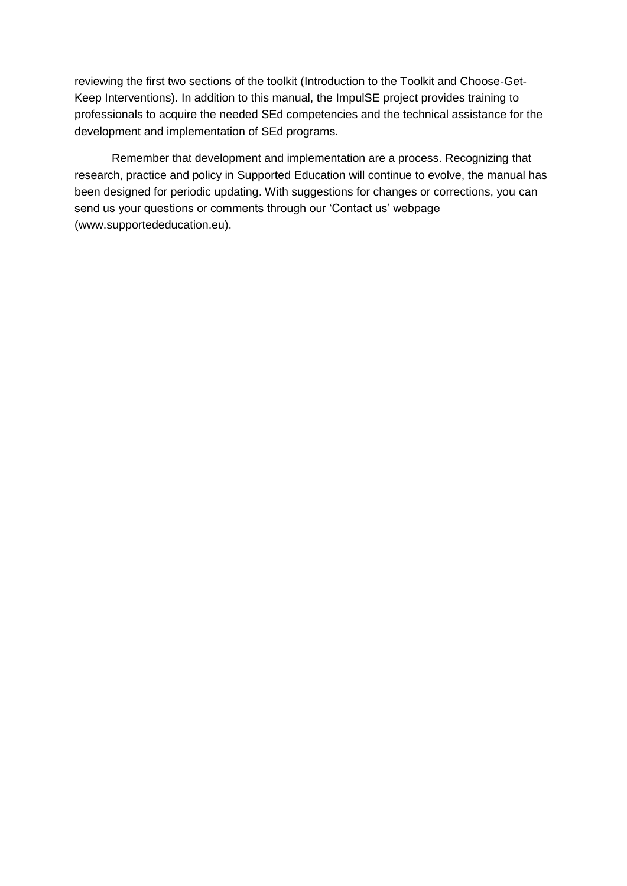reviewing the first two sections of the toolkit (Introduction to the Toolkit and Choose-Get-Keep Interventions). In addition to this manual, the ImpulSE project provides training to professionals to acquire the needed SEd competencies and the technical assistance for the development and implementation of SEd programs.

Remember that development and implementation are a process. Recognizing that research, practice and policy in Supported Education will continue to evolve, the manual has been designed for periodic updating. With suggestions for changes or corrections, you can send us your questions or comments through our 'Contact us' webpage (www.supportededucation.eu).